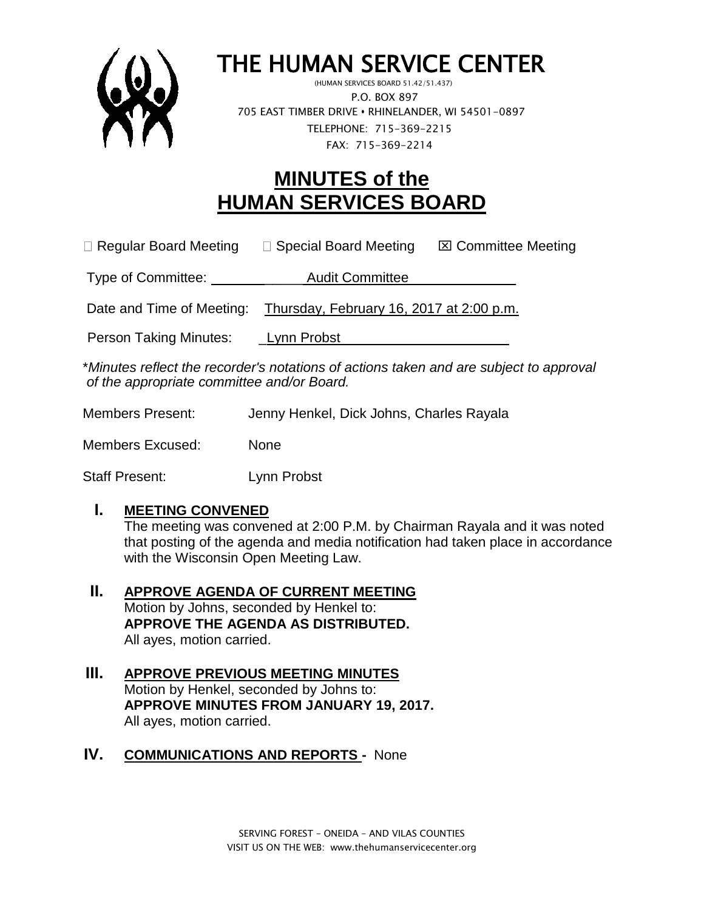# THE HUMAN SERVICE CENTER

(HUMAN SERVICES BOARD 51.42/51.437)
P.O. BOX 897
705 EAST TIMBER DRIVE • RHINELANDER, WI 54501-0897
TELEPHONE: 715-369-2215
FAX: 715-369-2214

# MINUTES of the HUMAN SERVICES BOARD

☐ Regular Board Meeting ☐ Special Board Meeting ☒ Committee Meeting

Type of Committee: Audit Committee

Date and Time of Meeting: Thursday, February 16, 2017 at 2:00 p.m.

Person Taking Minutes: Lynn Probst

*\*Minutes reflect the recorder's notations of actions taken and are subject to approval of the appropriate committee and/or Board.*

Members Present: Jenny Henkel, Dick Johns, Charles Rayala

Members Excused: None

Staff Present: Lynn Probst

## I. MEETING CONVENED

The meeting was convened at 2:00 P.M. by Chairman Rayala and it was noted that posting of the agenda and media notification had taken place in accordance with the Wisconsin Open Meeting Law.

## II. APPROVE AGENDA OF CURRENT MEETING

Motion by Johns, seconded by Henkel to:
**APPROVE THE AGENDA AS DISTRIBUTED.**
All ayes, motion carried.

## III. APPROVE PREVIOUS MEETING MINUTES

Motion by Henkel, seconded by Johns to:
**APPROVE MINUTES FROM JANUARY 19, 2017.**
All ayes, motion carried.

## IV. COMMUNICATIONS AND REPORTS - None

SERVING FOREST – ONEIDA – AND VILAS COUNTIES
VISIT US ON THE WEB: www.thehumanservicecenter.org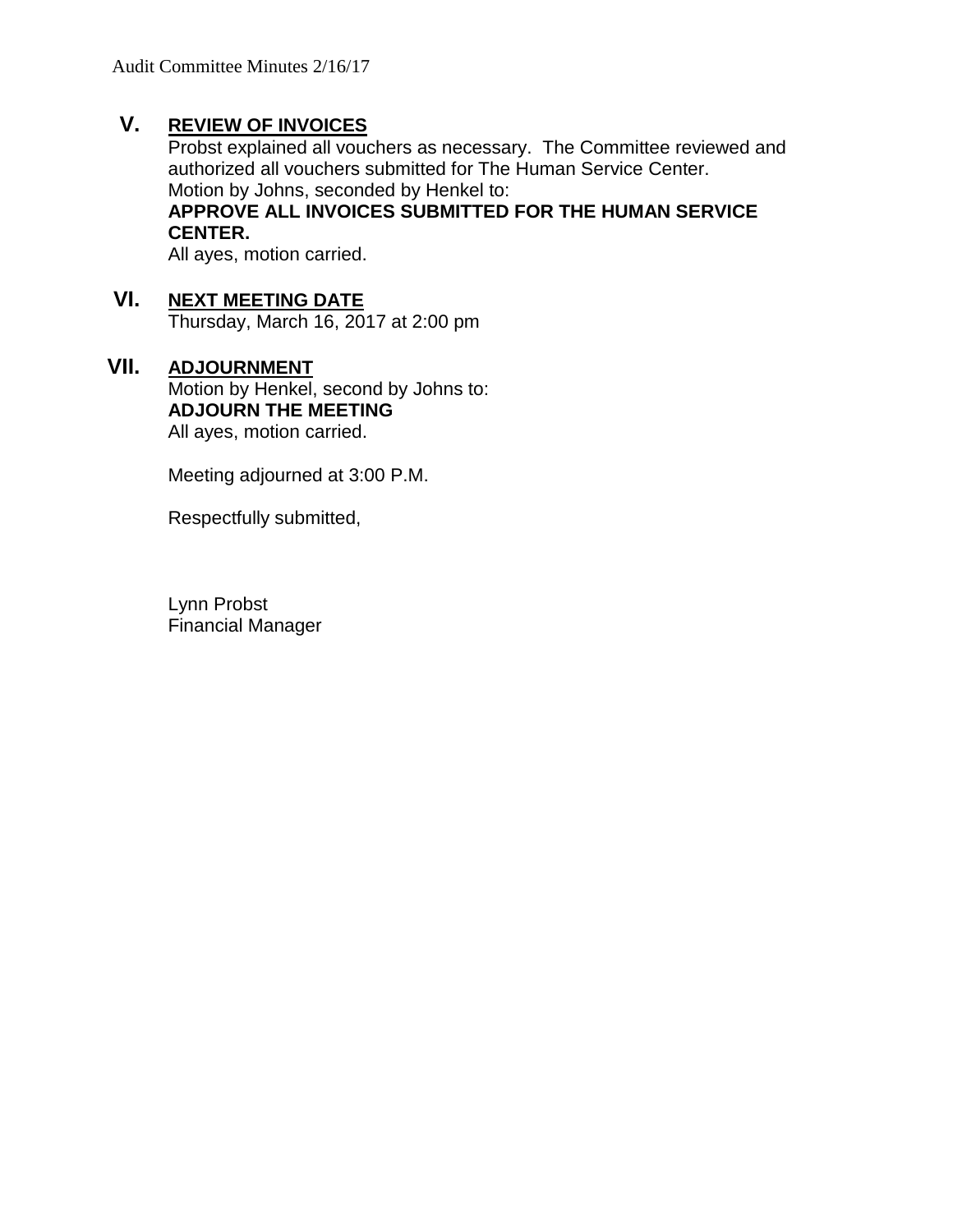## V. REVIEW OF INVOICES

Probst explained all vouchers as necessary. The Committee reviewed and authorized all vouchers submitted for The Human Service Center.
Motion by Johns, seconded by Henkel to:
**APPROVE ALL INVOICES SUBMITTED FOR THE HUMAN SERVICE CENTER.**
All ayes, motion carried.

## VI. NEXT MEETING DATE

Thursday, March 16, 2017 at 2:00 pm

## VII. ADJOURNMENT

Motion by Henkel, second by Johns to:
**ADJOURN THE MEETING**
All ayes, motion carried.

Meeting adjourned at 3:00 P.M.

Respectfully submitted,

Lynn Probst
Financial Manager